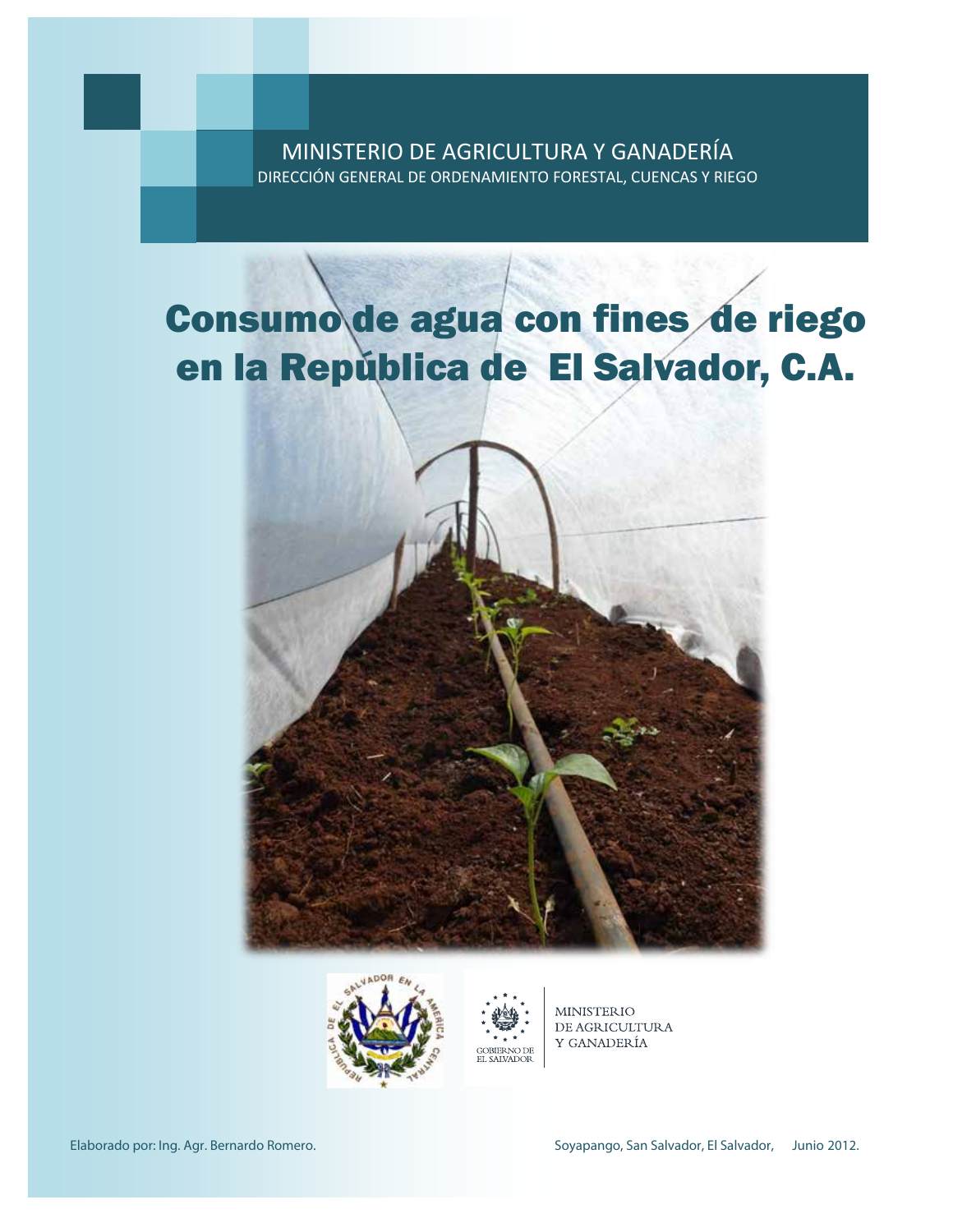MINISTERIO DE AGRICULTURA Y GANADERÍA

DIRECCIÓN GENERAL DE ORDENAMIENTO FORESTAL, CUENCAS Y RIEGO

# Consumo de agua con fines de riego en la República de El Salvador, C.A.

MINISTERIO DE AGRICULTURA Y GANADERÍA

GOBIERNO DE EL SALVADOR

Elaborado por: Ing. Agr. Bernardo Romero.

Soyapango, San Salvador, El Salvador, Junio 2012.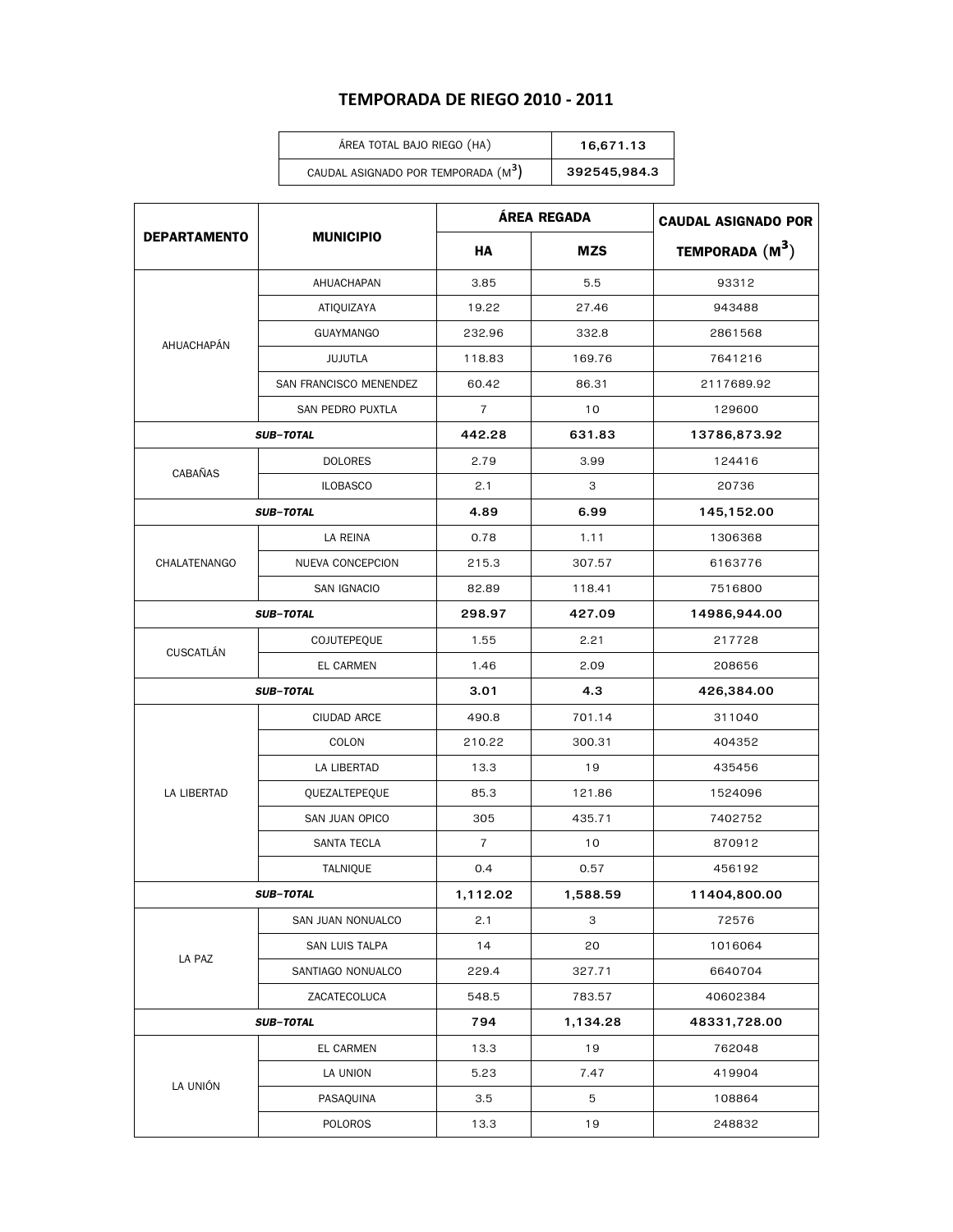# TEMPORADA DE RIEGO 2010 - 2011

| ÁREA TOTAL BAJO RIEGO (HA) | 16,671.13 |
|---|---|
| CAUDAL ASIGNADO POR TEMPORADA ($M^3$) | 392545,984.3 |

| DEPARTAMENTO | MUNICIPIO | ÁREA REGADA | | CAUDAL ASIGNADO POR TEMPORADA ($M^3$) |
|---|---|---|---|---|
| | | HA | MZS | |
| AHUACHAPÁN | AHUACHAPAN | 3.85 | 5.5 | 93312 |
| | ATIQUIZAYA | 19.22 | 27.46 | 943488 |
| | GUAYMANGO | 232.96 | 332.8 | 2861568 |
| | JUJUTLA | 118.83 | 169.76 | 7641216 |
| | SAN FRANCISCO MENENDEZ | 60.42 | 86.31 | 2117689.92 |
| | SAN PEDRO PUXTLA | 7 | 10 | 129600 |
| ***SUB-TOTAL*** | | **442.28** | **631.83** | **13786,873.92** |
| CABAÑAS | DOLORES | 2.79 | 3.99 | 124416 |
| | ILOBASCO | 2.1 | 3 | 20736 |
| ***SUB-TOTAL*** | | **4.89** | **6.99** | **145,152.00** |
| CHALATENANGO | LA REINA | 0.78 | 1.11 | 1306368 |
| | NUEVA CONCEPCION | 215.3 | 307.57 | 6163776 |
| | SAN IGNACIO | 82.89 | 118.41 | 7516800 |
| ***SUB-TOTAL*** | | **298.97** | **427.09** | **14986,944.00** |
| CUSCATLÁN | COJUTEPEQUE | 1.55 | 2.21 | 217728 |
| | EL CARMEN | 1.46 | 2.09 | 208656 |
| ***SUB-TOTAL*** | | **3.01** | **4.3** | **426,384.00** |
| LA LIBERTAD | CIUDAD ARCE | 490.8 | 701.14 | 311040 |
| | COLON | 210.22 | 300.31 | 404352 |
| | LA LIBERTAD | 13.3 | 19 | 435456 |
| | QUEZALTEPEQUE | 85.3 | 121.86 | 1524096 |
| | SAN JUAN OPICO | 305 | 435.71 | 7402752 |
| | SANTA TECLA | 7 | 10 | 870912 |
| | TALNIQUE | 0.4 | 0.57 | 456192 |
| ***SUB-TOTAL*** | | **1,112.02** | **1,588.59** | **11404,800.00** |
| LA PAZ | SAN JUAN NONUALCO | 2.1 | 3 | 72576 |
| | SAN LUIS TALPA | 14 | 20 | 1016064 |
| | SANTIAGO NONUALCO | 229.4 | 327.71 | 6640704 |
| | ZACATECOLUCA | 548.5 | 783.57 | 40602384 |
| ***SUB-TOTAL*** | | **794** | **1,134.28** | **48331,728.00** |
| LA UNIÓN | EL CARMEN | 13.3 | 19 | 762048 |
| | LA UNION | 5.23 | 7.47 | 419904 |
| | PASAQUINA | 3.5 | 5 | 108864 |
| | POLOROS | 13.3 | 19 | 248832 |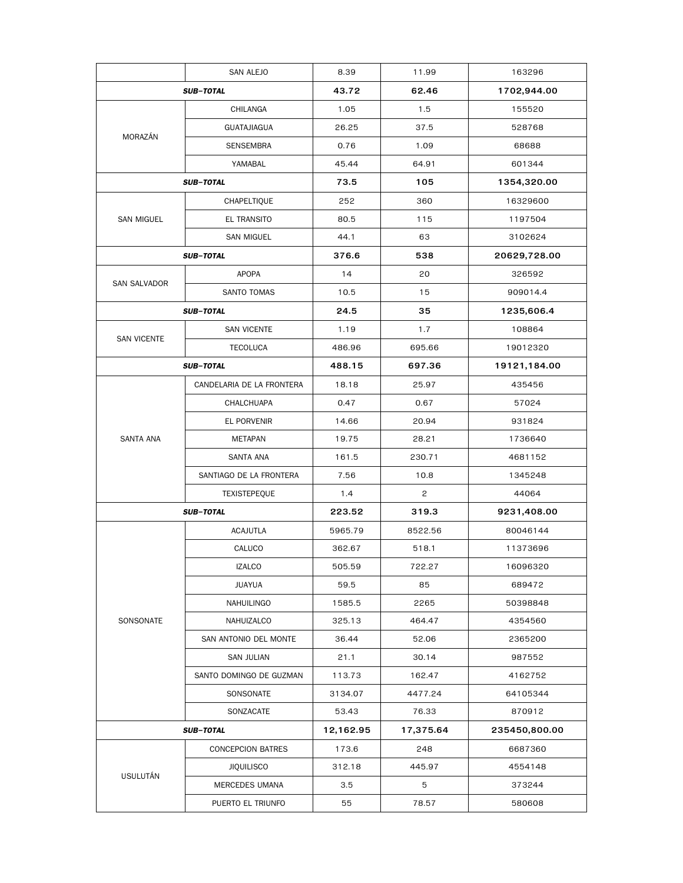| | | | | |
|---|---|---|---|---|
| | SAN ALEJO | 8.39 | 11.99 | 163296 |
| ***SUB-TOTAL*** | | **43.72** | **62.46** | **1702,944.00** |
| MORAZÁN | CHILANGA | 1.05 | 1.5 | 155520 |
| | GUATAJIAGUA | 26.25 | 37.5 | 528768 |
| | SENSEMBRA | 0.76 | 1.09 | 68688 |
| | YAMABAL | 45.44 | 64.91 | 601344 |
| ***SUB-TOTAL*** | | **73.5** | **105** | **1354,320.00** |
| SAN MIGUEL | CHAPELTIQUE | 252 | 360 | 16329600 |
| | EL TRANSITO | 80.5 | 115 | 1197504 |
| | SAN MIGUEL | 44.1 | 63 | 3102624 |
| ***SUB-TOTAL*** | | **376.6** | **538** | **20629,728.00** |
| SAN SALVADOR | APOPA | 14 | 20 | 326592 |
| | SANTO TOMAS | 10.5 | 15 | 909014.4 |
| ***SUB-TOTAL*** | | **24.5** | **35** | **1235,606.4** |
| SAN VICENTE | SAN VICENTE | 1.19 | 1.7 | 108864 |
| | TECOLUCA | 486.96 | 695.66 | 19012320 |
| ***SUB-TOTAL*** | | **488.15** | **697.36** | **19121,184.00** |
| SANTA ANA | CANDELARIA DE LA FRONTERA | 18.18 | 25.97 | 435456 |
| | CHALCHUAPA | 0.47 | 0.67 | 57024 |
| | EL PORVENIR | 14.66 | 20.94 | 931824 |
| | METAPAN | 19.75 | 28.21 | 1736640 |
| | SANTA ANA | 161.5 | 230.71 | 4681152 |
| | SANTIAGO DE LA FRONTERA | 7.56 | 10.8 | 1345248 |
| | TEXISTEPEQUE | 1.4 | 2 | 44064 |
| ***SUB-TOTAL*** | | **223.52** | **319.3** | **9231,408.00** |
| SONSONATE | ACAJUTLA | 5965.79 | 8522.56 | 80046144 |
| | CALUCO | 362.67 | 518.1 | 11373696 |
| | IZALCO | 505.59 | 722.27 | 16096320 |
| | JUAYUA | 59.5 | 85 | 689472 |
| | NAHUILINGO | 1585.5 | 2265 | 50398848 |
| | NAHUIZALCO | 325.13 | 464.47 | 4354560 |
| | SAN ANTONIO DEL MONTE | 36.44 | 52.06 | 2365200 |
| | SAN JULIAN | 21.1 | 30.14 | 987552 |
| | SANTO DOMINGO DE GUZMAN | 113.73 | 162.47 | 4162752 |
| | SONSONATE | 3134.07 | 4477.24 | 64105344 |
| | SONZACATE | 53.43 | 76.33 | 870912 |
| ***SUB-TOTAL*** | | **12,162.95** | **17,375.64** | **235450,800.00** |
| USULUTÁN | CONCEPCION BATRES | 173.6 | 248 | 6687360 |
| | JIQUILISCO | 312.18 | 445.97 | 4554148 |
| | MERCEDES UMANA | 3.5 | 5 | 373244 |
| | PUERTO EL TRIUNFO | 55 | 78.57 | 580608 |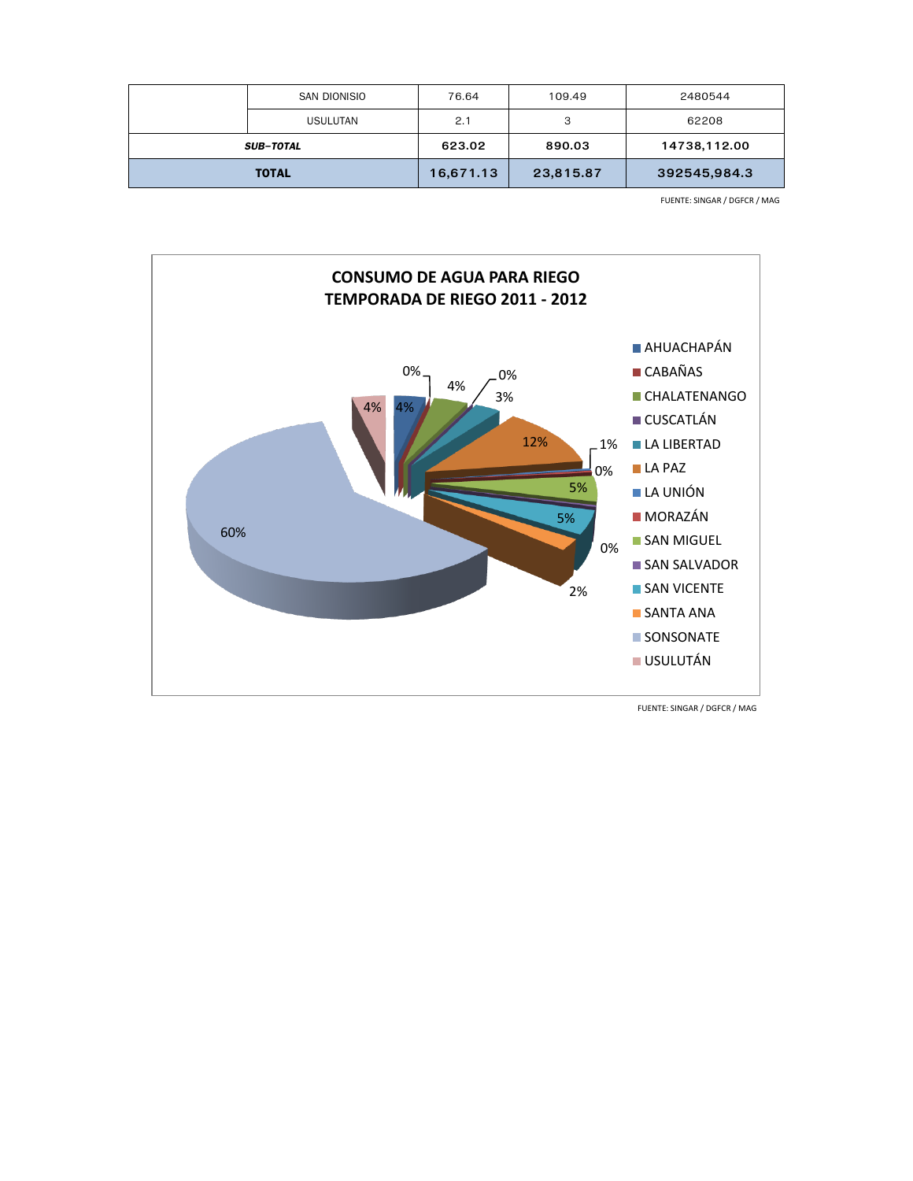|  | SAN DIONISIO | 76.64 | 109.49 | 2480544 |
|---|---|---|---|---|
|  | USULUTAN | 2.1 | 3 | 62208 |
| ***SUB–TOTAL*** | | **623.02** | **890.03** | **14738,112.00** |
| **TOTAL** | | **16,671.13** | **23,815.87** | **392545,984.3** |

FUENTE: SINGAR / DGFCR / MAG

**CONSUMO DE AGUA PARA RIEGO**
**TEMPORADA DE RIEGO 2011 - 2012**

| Departamento | % |
|---|---|
| AHUACHAPÁN | 4% |
| CABAÑAS | 0% |
| CHALATENANGO | 4% |
| CUSCATLÁN | 0% |
| LA LIBERTAD | 3% |
| LA PAZ | 12% |
| LA UNIÓN | 1% |
| MORAZÁN | 0% |
| SAN MIGUEL | 5% |
| SAN SALVADOR | 0% |
| SAN VICENTE | 5% |
| SANTA ANA | 2% |
| SONSONATE | 60% |
| USULUTÁN | 4% |

FUENTE: SINGAR / DGFCR / MAG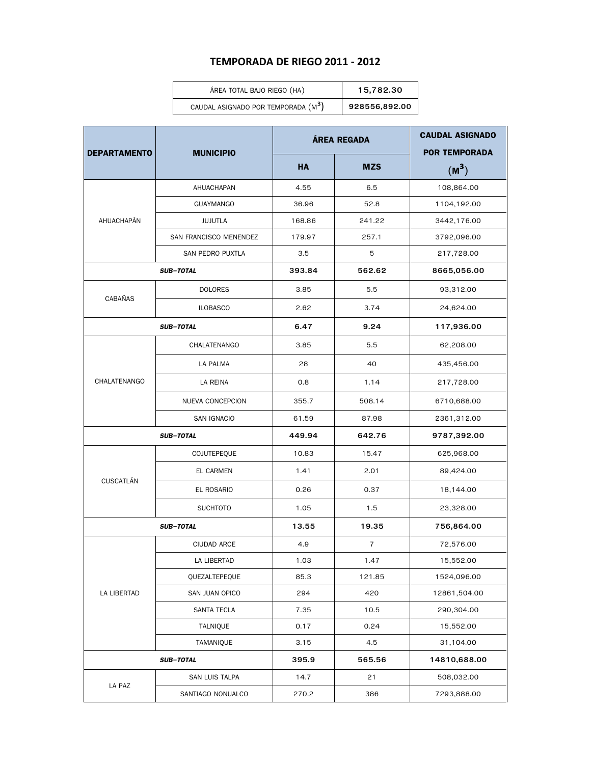## TEMPORADA DE RIEGO 2011 - 2012

| ÁREA TOTAL BAJO RIEGO (HA) | 15,782.30 |
|---|---|
| CAUDAL ASIGNADO POR TEMPORADA ($M^3$) | 928556,892.00 |

| DEPARTAMENTO | MUNICIPIO | ÁREA REGADA | | CAUDAL ASIGNADO POR TEMPORADA ($M^3$) |
|---|---|---|---|---|
| | | HA | MZS | |
| AHUACHAPÁN | AHUACHAPAN | 4.55 | 6.5 | 108,864.00 |
| | GUAYMANGO | 36.96 | 52.8 | 1104,192.00 |
| | JUJUTLA | 168.86 | 241.22 | 3442,176.00 |
| | SAN FRANCISCO MENENDEZ | 179.97 | 257.1 | 3792,096.00 |
| | SAN PEDRO PUXTLA | 3.5 | 5 | 217,728.00 |
| ***SUB-TOTAL*** | | **393.84** | **562.62** | **8665,056.00** |
| CABAÑAS | DOLORES | 3.85 | 5.5 | 93,312.00 |
| | ILOBASCO | 2.62 | 3.74 | 24,624.00 |
| ***SUB-TOTAL*** | | **6.47** | **9.24** | **117,936.00** |
| CHALATENANGO | CHALATENANGO | 3.85 | 5.5 | 62,208.00 |
| | LA PALMA | 28 | 40 | 435,456.00 |
| | LA REINA | 0.8 | 1.14 | 217,728.00 |
| | NUEVA CONCEPCION | 355.7 | 508.14 | 6710,688.00 |
| | SAN IGNACIO | 61.59 | 87.98 | 2361,312.00 |
| ***SUB-TOTAL*** | | **449.94** | **642.76** | **9787,392.00** |
| CUSCATLÁN | COJUTEPEQUE | 10.83 | 15.47 | 625,968.00 |
| | EL CARMEN | 1.41 | 2.01 | 89,424.00 |
| | EL ROSARIO | 0.26 | 0.37 | 18,144.00 |
| | SUCHTOTO | 1.05 | 1.5 | 23,328.00 |
| ***SUB-TOTAL*** | | **13.55** | **19.35** | **756,864.00** |
| LA LIBERTAD | CIUDAD ARCE | 4.9 | 7 | 72,576.00 |
| | LA LIBERTAD | 1.03 | 1.47 | 15,552.00 |
| | QUEZALTEPEQUE | 85.3 | 121.85 | 1524,096.00 |
| | SAN JUAN OPICO | 294 | 420 | 12861,504.00 |
| | SANTA TECLA | 7.35 | 10.5 | 290,304.00 |
| | TALNIQUE | 0.17 | 0.24 | 15,552.00 |
| | TAMANIQUE | 3.15 | 4.5 | 31,104.00 |
| ***SUB-TOTAL*** | | **395.9** | **565.56** | **14810,688.00** |
| LA PAZ | SAN LUIS TALPA | 14.7 | 21 | 508,032.00 |
| | SANTIAGO NONUALCO | 270.2 | 386 | 7293,888.00 |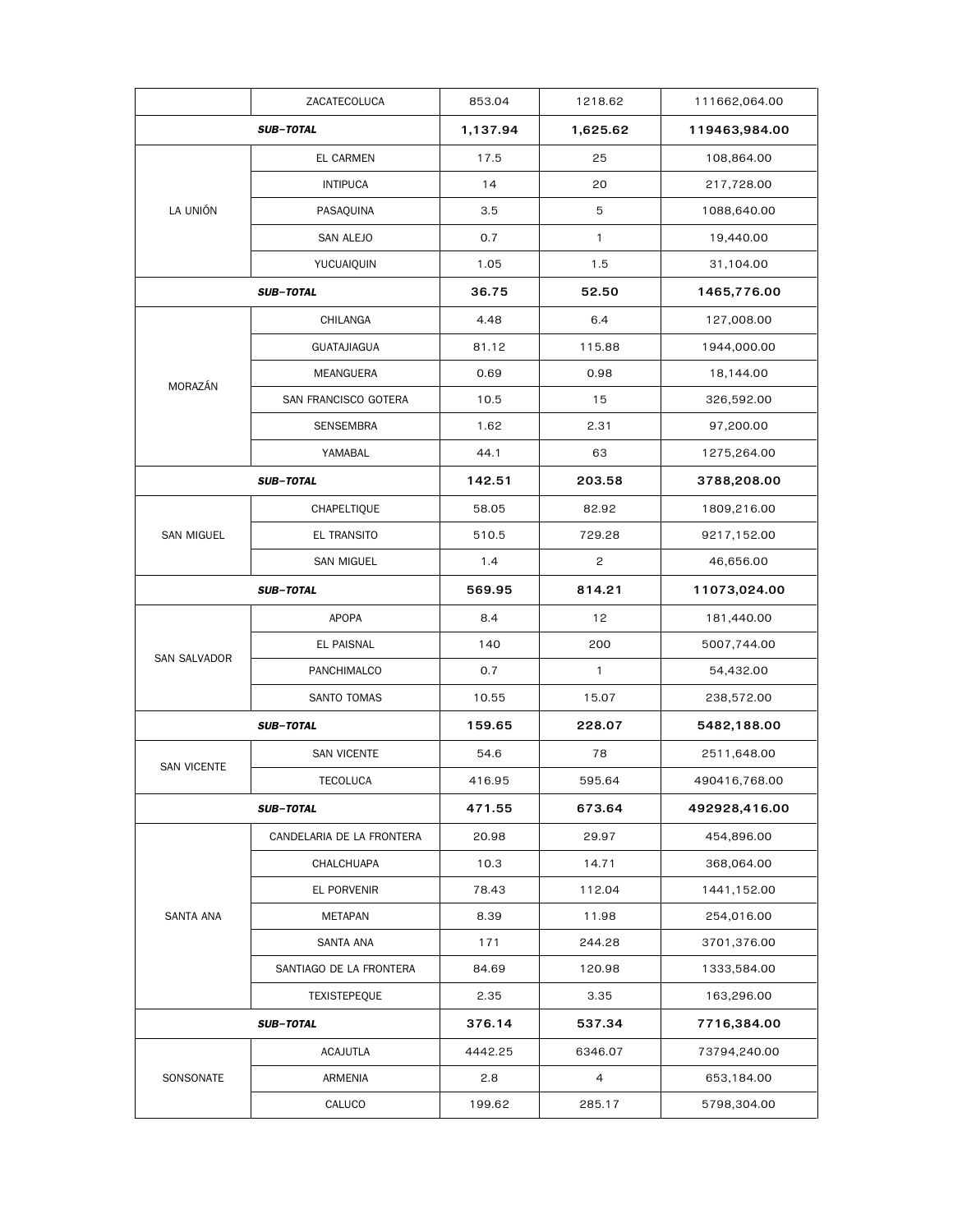| | | | | |
|---|---|---|---|---|
| | ZACATECOLUCA | 853.04 | 1218.62 | 111662,064.00 |
| ***SUB-TOTAL*** | | **1,137.94** | **1,625.62** | **119463,984.00** |
| LA UNIÓN | EL CARMEN | 17.5 | 25 | 108,864.00 |
| | INTIPUCA | 14 | 20 | 217,728.00 |
| | PASAQUINA | 3.5 | 5 | 1088,640.00 |
| | SAN ALEJO | 0.7 | 1 | 19,440.00 |
| | YUCUAIQUIN | 1.05 | 1.5 | 31,104.00 |
| ***SUB-TOTAL*** | | **36.75** | **52.50** | **1465,776.00** |
| MORAZÁN | CHILANGA | 4.48 | 6.4 | 127,008.00 |
| | GUATAJIAGUA | 81.12 | 115.88 | 1944,000.00 |
| | MEANGUERA | 0.69 | 0.98 | 18,144.00 |
| | SAN FRANCISCO GOTERA | 10.5 | 15 | 326,592.00 |
| | SENSEMBRA | 1.62 | 2.31 | 97,200.00 |
| | YAMABAL | 44.1 | 63 | 1275,264.00 |
| ***SUB-TOTAL*** | | **142.51** | **203.58** | **3788,208.00** |
| SAN MIGUEL | CHAPELTIQUE | 58.05 | 82.92 | 1809,216.00 |
| | EL TRANSITO | 510.5 | 729.28 | 9217,152.00 |
| | SAN MIGUEL | 1.4 | 2 | 46,656.00 |
| ***SUB-TOTAL*** | | **569.95** | **814.21** | **11073,024.00** |
| SAN SALVADOR | APOPA | 8.4 | 12 | 181,440.00 |
| | EL PAISNAL | 140 | 200 | 5007,744.00 |
| | PANCHIMALCO | 0.7 | 1 | 54,432.00 |
| | SANTO TOMAS | 10.55 | 15.07 | 238,572.00 |
| ***SUB-TOTAL*** | | **159.65** | **228.07** | **5482,188.00** |
| SAN VICENTE | SAN VICENTE | 54.6 | 78 | 2511,648.00 |
| | TECOLUCA | 416.95 | 595.64 | 490416,768.00 |
| ***SUB-TOTAL*** | | **471.55** | **673.64** | **492928,416.00** |
| SANTA ANA | CANDELARIA DE LA FRONTERA | 20.98 | 29.97 | 454,896.00 |
| | CHALCHUAPA | 10.3 | 14.71 | 368,064.00 |
| | EL PORVENIR | 78.43 | 112.04 | 1441,152.00 |
| | METAPAN | 8.39 | 11.98 | 254,016.00 |
| | SANTA ANA | 171 | 244.28 | 3701,376.00 |
| | SANTIAGO DE LA FRONTERA | 84.69 | 120.98 | 1333,584.00 |
| | TEXISTEPEQUE | 2.35 | 3.35 | 163,296.00 |
| ***SUB-TOTAL*** | | **376.14** | **537.34** | **7716,384.00** |
| SONSONATE | ACAJUTLA | 4442.25 | 6346.07 | 73794,240.00 |
| | ARMENIA | 2.8 | 4 | 653,184.00 |
| | CALUCO | 199.62 | 285.17 | 5798,304.00 |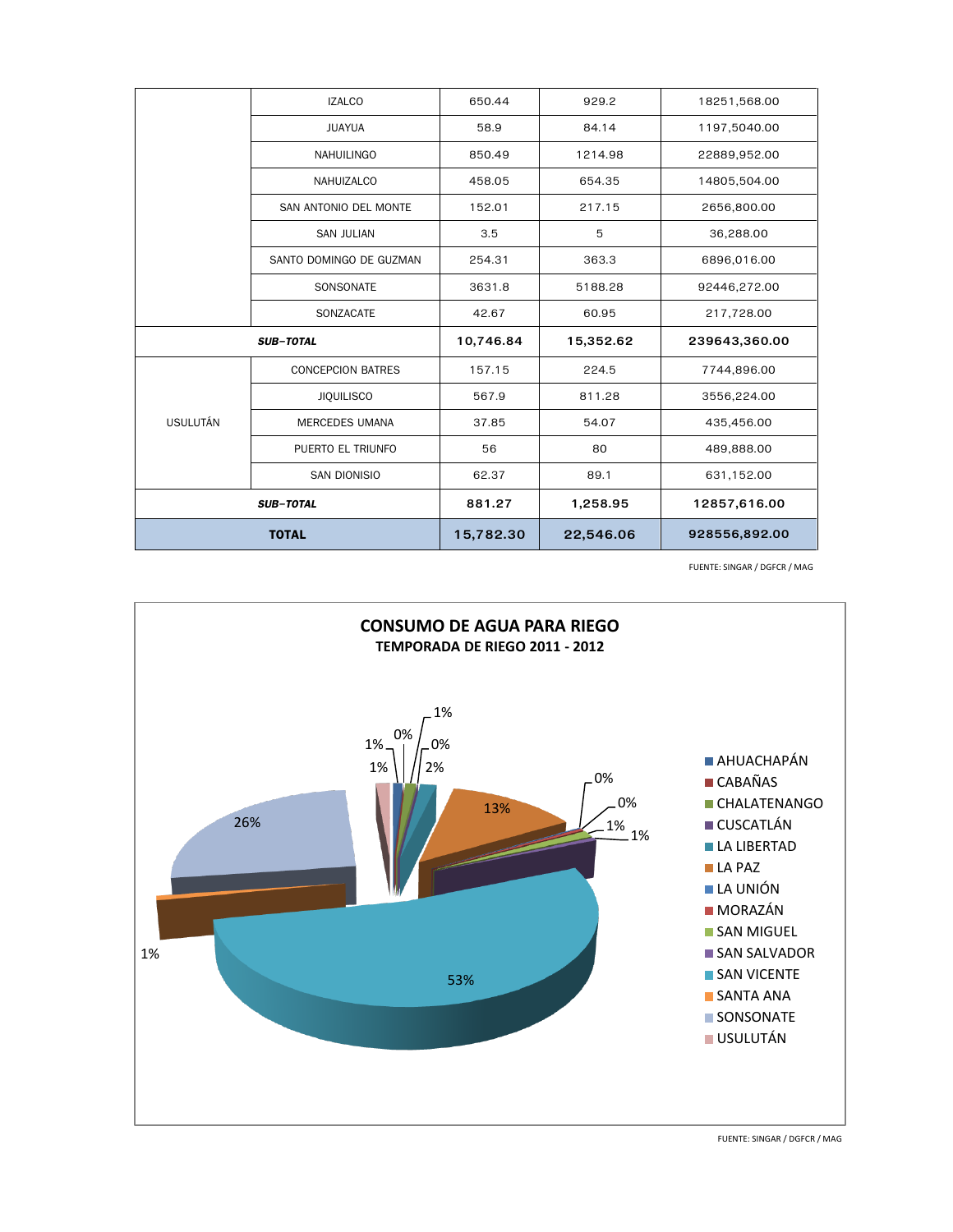| | | | | |
|---|---|---|---|---|
| | IZALCO | 650.44 | 929.2 | 18251,568.00 |
| | JUAYUA | 58.9 | 84.14 | 1197,5040.00 |
| | NAHUILINGO | 850.49 | 1214.98 | 22889,952.00 |
| | NAHUIZALCO | 458.05 | 654.35 | 14805,504.00 |
| | SAN ANTONIO DEL MONTE | 152.01 | 217.15 | 2656,800.00 |
| | SAN JULIAN | 3.5 | 5 | 36,288.00 |
| | SANTO DOMINGO DE GUZMAN | 254.31 | 363.3 | 6896,016.00 |
| | SONSONATE | 3631.8 | 5188.28 | 92446,272.00 |
| | SONZACATE | 42.67 | 60.95 | 217,728.00 |
| ***SUB-TOTAL*** | | **10,746.84** | **15,352.62** | **239643,360.00** |
| USULUTÁN | CONCEPCION BATRES | 157.15 | 224.5 | 7744,896.00 |
| | JIQUILISCO | 567.9 | 811.28 | 3556,224.00 |
| | MERCEDES UMANA | 37.85 | 54.07 | 435,456.00 |
| | PUERTO EL TRIUNFO | 56 | 80 | 489,888.00 |
| | SAN DIONISIO | 62.37 | 89.1 | 631,152.00 |
| ***SUB-TOTAL*** | | **881.27** | **1,258.95** | **12857,616.00** |
| **TOTAL** | | **15,782.30** | **22,546.06** | **928556,892.00** |

FUENTE: SINGAR / DGFCR / MAG

**CONSUMO DE AGUA PARA RIEGO**
**TEMPORADA DE RIEGO 2011 - 2012**

| Departamento | % |
|---|---|
| AHUACHAPÁN | 1% |
| CABAÑAS | 0% |
| CHALATENANGO | 1% |
| CUSCATLÁN | 0% |
| LA LIBERTAD | 2% |
| LA PAZ | 13% |
| LA UNIÓN | 0% |
| MORAZÁN | 0% |
| SAN MIGUEL | 1% |
| SAN SALVADOR | 1% |
| SAN VICENTE | 53% |
| SANTA ANA | 1% |
| SONSONATE | 26% |
| USULUTÁN | 1% |

FUENTE: SINGAR / DGFCR / MAG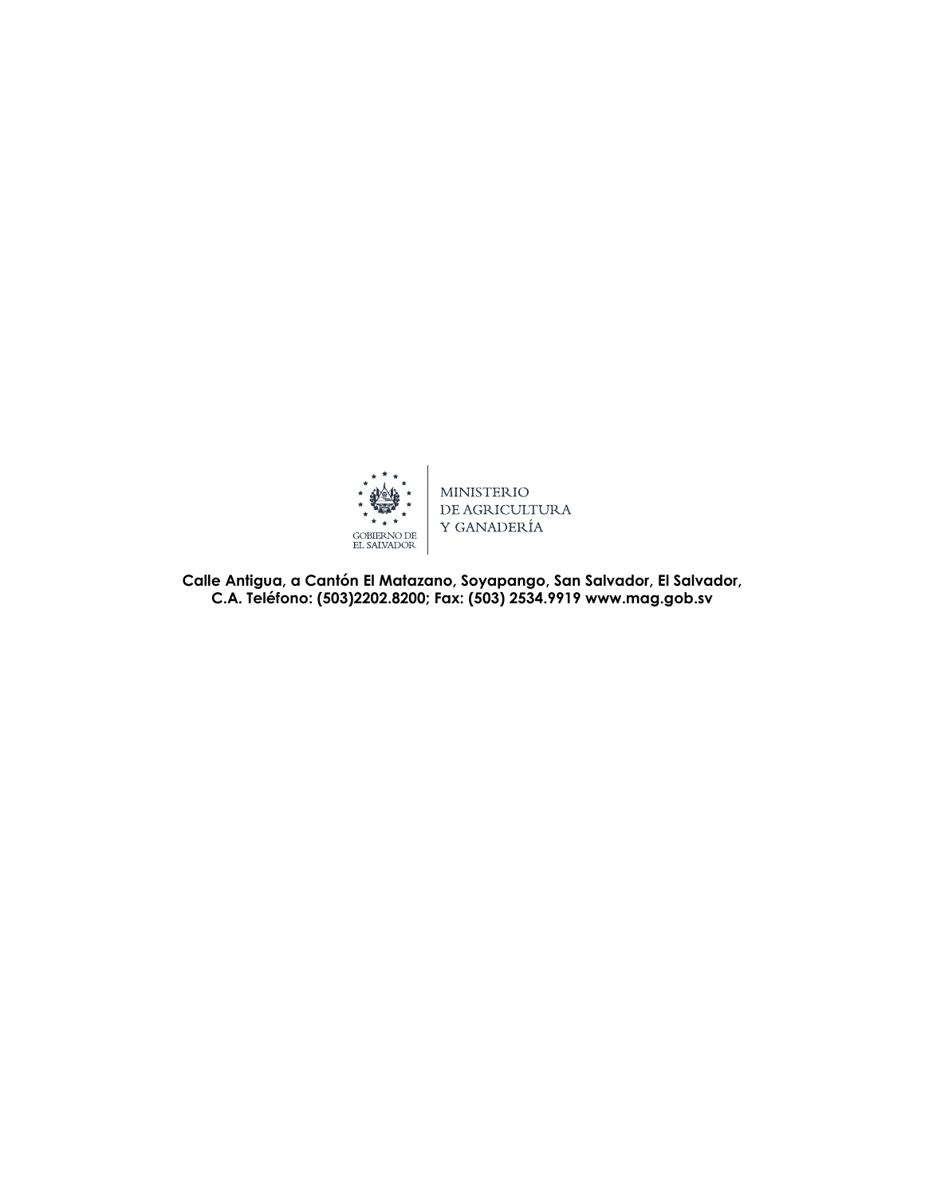GOBIERNO DE
EL SALVADOR

MINISTERIO
DE AGRICULTURA
Y GANADERÍA

**Calle Antigua, a Cantón El Matazano, Soyapango, San Salvador, El Salvador, C.A. Teléfono: (503)2202.8200; Fax: (503) 2534.9919 www.mag.gob.sv**